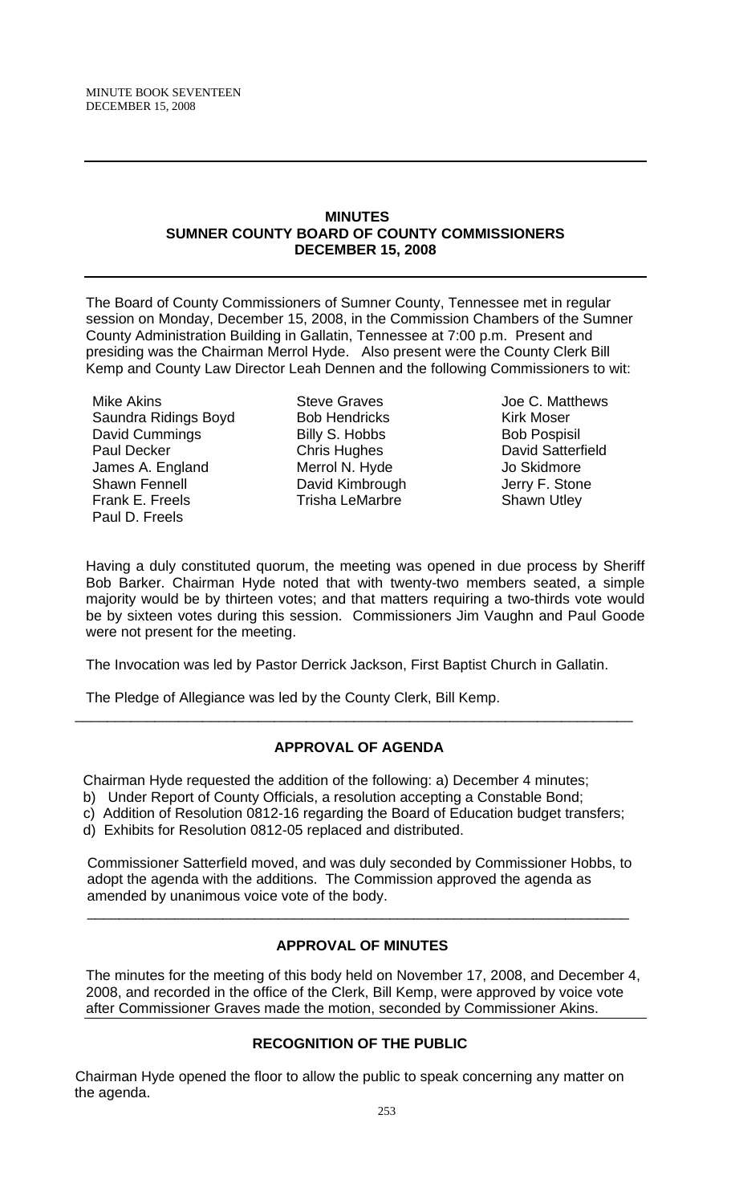## MINUTES
## SUMNER COUNTY BOARD OF COUNTY COMMISSIONERS
## DECEMBER 15, 2008

The Board of County Commissioners of Sumner County, Tennessee met in regular session on Monday, December 15, 2008, in the Commission Chambers of the Sumner County Administration Building in Gallatin, Tennessee at 7:00 p.m. Present and presiding was the Chairman Merrol Hyde. Also present were the County Clerk Bill Kemp and County Law Director Leah Dennen and the following Commissioners to wit:

Mike Akins
Saundra Ridings Boyd
David Cummings
Paul Decker
James A. England
Shawn Fennell
Frank E. Freels
Paul D. Freels
Steve Graves
Bob Hendricks
Billy S. Hobbs
Chris Hughes
Merrol N. Hyde
David Kimbrough
Trisha LeMarbre
Joe C. Matthews
Kirk Moser
Bob Pospisil
David Satterfield
Jo Skidmore
Jerry F. Stone
Shawn Utley

Having a duly constituted quorum, the meeting was opened in due process by Sheriff Bob Barker. Chairman Hyde noted that with twenty-two members seated, a simple majority would be by thirteen votes; and that matters requiring a two-thirds vote would be by sixteen votes during this session. Commissioners Jim Vaughn and Paul Goode were not present for the meeting.

The Invocation was led by Pastor Derrick Jackson, First Baptist Church in Gallatin.

The Pledge of Allegiance was led by the County Clerk, Bill Kemp.

---

### APPROVAL OF AGENDA

Chairman Hyde requested the addition of the following: a) December 4 minutes;
b) Under Report of County Officials, a resolution accepting a Constable Bond;
c) Addition of Resolution 0812-16 regarding the Board of Education budget transfers;
d) Exhibits for Resolution 0812-05 replaced and distributed.

Commissioner Satterfield moved, and was duly seconded by Commissioner Hobbs, to adopt the agenda with the additions. The Commission approved the agenda as amended by unanimous voice vote of the body.

---

### APPROVAL OF MINUTES

The minutes for the meeting of this body held on November 17, 2008, and December 4, 2008, and recorded in the office of the Clerk, Bill Kemp, were approved by voice vote after Commissioner Graves made the motion, seconded by Commissioner Akins.

---

### RECOGNITION OF THE PUBLIC

Chairman Hyde opened the floor to allow the public to speak concerning any matter on the agenda.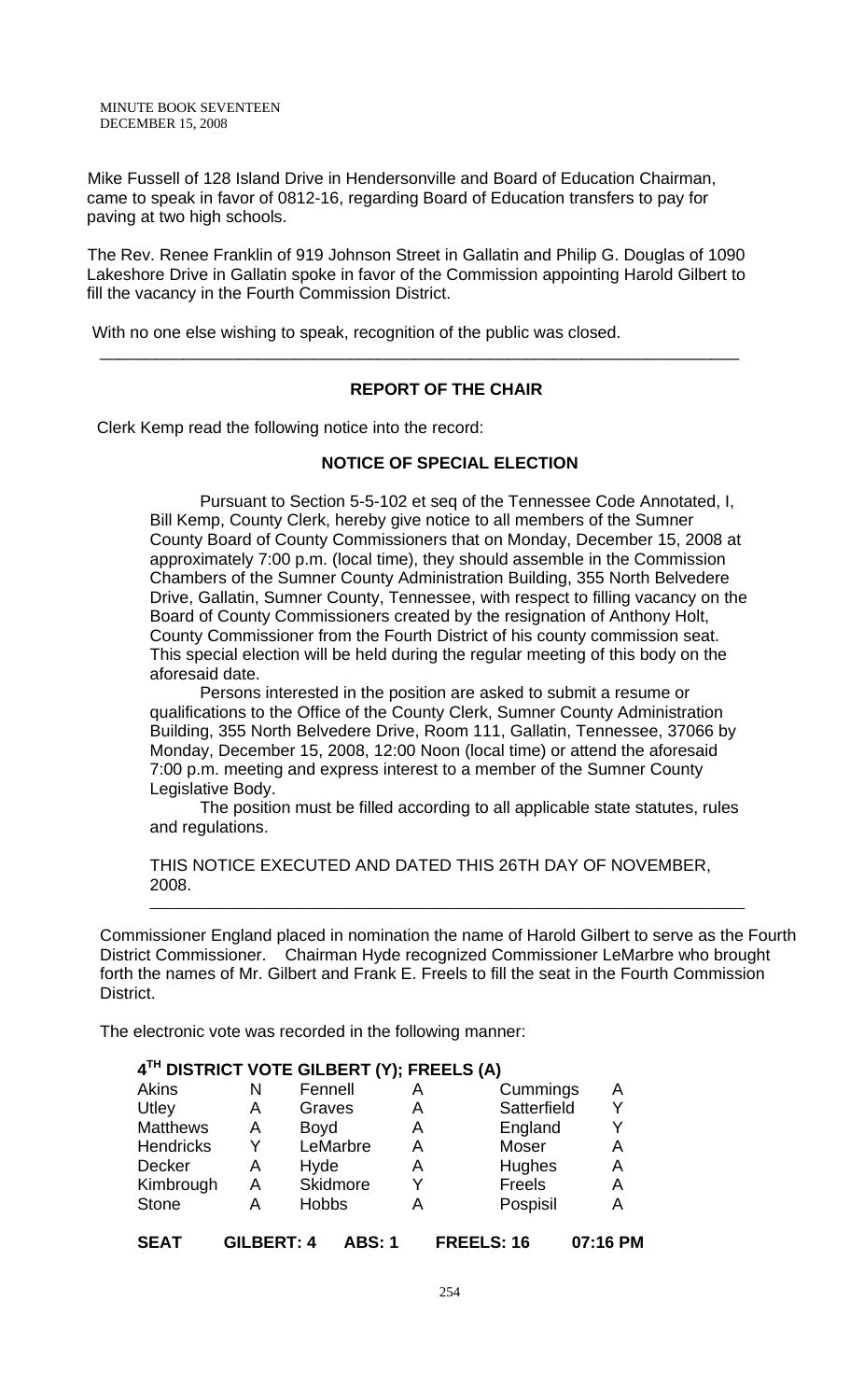Mike Fussell of 128 Island Drive in Hendersonville and Board of Education Chairman, came to speak in favor of 0812-16, regarding Board of Education transfers to pay for paving at two high schools.

The Rev. Renee Franklin of 919 Johnson Street in Gallatin and Philip G. Douglas of 1090 Lakeshore Drive in Gallatin spoke in favor of the Commission appointing Harold Gilbert to fill the vacancy in the Fourth Commission District.

With no one else wishing to speak, recognition of the public was closed.

---

## REPORT OF THE CHAIR

Clerk Kemp read the following notice into the record:

### NOTICE OF SPECIAL ELECTION

Pursuant to Section 5-5-102 et seq of the Tennessee Code Annotated, I, Bill Kemp, County Clerk, hereby give notice to all members of the Sumner County Board of County Commissioners that on Monday, December 15, 2008 at approximately 7:00 p.m. (local time), they should assemble in the Commission Chambers of the Sumner County Administration Building, 355 North Belvedere Drive, Gallatin, Sumner County, Tennessee, with respect to filling vacancy on the Board of County Commissioners created by the resignation of Anthony Holt, County Commissioner from the Fourth District of his county commission seat. This special election will be held during the regular meeting of this body on the aforesaid date.

Persons interested in the position are asked to submit a resume or qualifications to the Office of the County Clerk, Sumner County Administration Building, 355 North Belvedere Drive, Room 111, Gallatin, Tennessee, 37066 by Monday, December 15, 2008, 12:00 Noon (local time) or attend the aforesaid 7:00 p.m. meeting and express interest to a member of the Sumner County Legislative Body.

The position must be filled according to all applicable state statutes, rules and regulations.

THIS NOTICE EXECUTED AND DATED THIS 26TH DAY OF NOVEMBER, 2008.

---

Commissioner England placed in nomination the name of Harold Gilbert to serve as the Fourth District Commissioner. Chairman Hyde recognized Commissioner LeMarbre who brought forth the names of Mr. Gilbert and Frank E. Freels to fill the seat in the Fourth Commission District.

The electronic vote was recorded in the following manner:

**4TH DISTRICT VOTE GILBERT (Y); FREELS (A)**

| | | | | | |
|---|---|---|---|---|---|
| Akins | N | Fennell | A | Cummings | A |
| Utley | A | Graves | A | Satterfield | Y |
| Matthews | A | Boyd | A | England | Y |
| Hendricks | Y | LeMarbre | A | Moser | A |
| Decker | A | Hyde | A | Hughes | A |
| Kimbrough | A | Skidmore | Y | Freels | A |
| Stone | A | Hobbs | A | Pospisil | A |

**SEAT GILBERT: 4 ABS: 1 FREELS: 16 07:16 PM**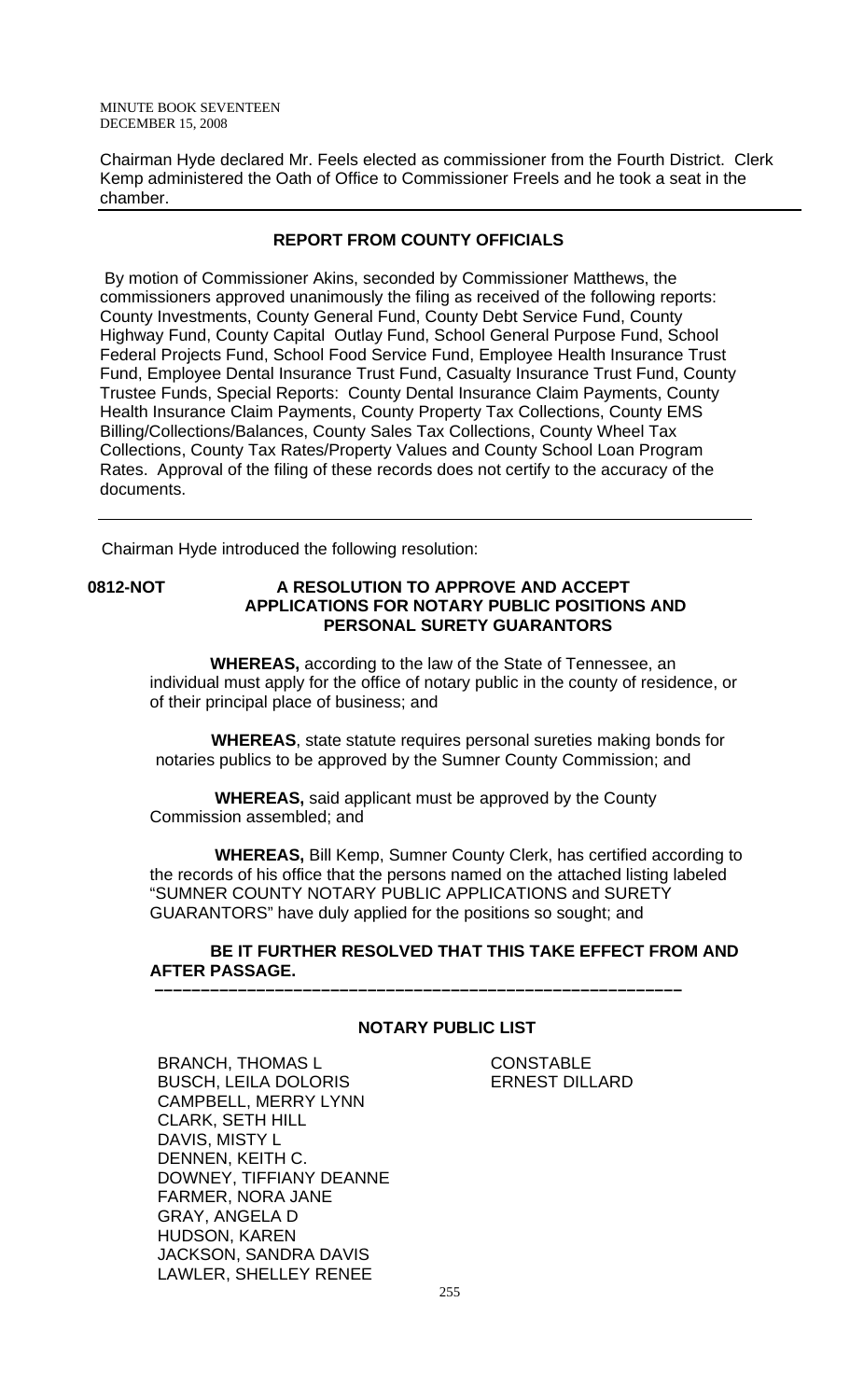Chairman Hyde declared Mr. Feels elected as commissioner from the Fourth District. Clerk Kemp administered the Oath of Office to Commissioner Freels and he took a seat in the chamber.

---

**REPORT FROM COUNTY OFFICIALS**

By motion of Commissioner Akins, seconded by Commissioner Matthews, the commissioners approved unanimously the filing as received of the following reports: County Investments, County General Fund, County Debt Service Fund, County Highway Fund, County Capital Outlay Fund, School General Purpose Fund, School Federal Projects Fund, School Food Service Fund, Employee Health Insurance Trust Fund, Employee Dental Insurance Trust Fund, Casualty Insurance Trust Fund, County Trustee Funds, Special Reports: County Dental Insurance Claim Payments, County Health Insurance Claim Payments, County Property Tax Collections, County EMS Billing/Collections/Balances, County Sales Tax Collections, County Wheel Tax Collections, County Tax Rates/Property Values and County School Loan Program Rates. Approval of the filing of these records does not certify to the accuracy of the documents.

---

Chairman Hyde introduced the following resolution:

**0812-NOT A RESOLUTION TO APPROVE AND ACCEPT APPLICATIONS FOR NOTARY PUBLIC POSITIONS AND PERSONAL SURETY GUARANTORS**

**WHEREAS,** according to the law of the State of Tennessee, an individual must apply for the office of notary public in the county of residence, or of their principal place of business; and

**WHEREAS**, state statute requires personal sureties making bonds for notaries publics to be approved by the Sumner County Commission; and

**WHEREAS,** said applicant must be approved by the County Commission assembled; and

**WHEREAS,** Bill Kemp, Sumner County Clerk, has certified according to the records of his office that the persons named on the attached listing labeled "SUMNER COUNTY NOTARY PUBLIC APPLICATIONS and SURETY GUARANTORS" have duly applied for the positions so sought; and

**BE IT FURTHER RESOLVED THAT THIS TAKE EFFECT FROM AND AFTER PASSAGE.**

---

**NOTARY PUBLIC LIST**

BRANCH, THOMAS L
BUSCH, LEILA DOLORIS
CAMPBELL, MERRY LYNN
CLARK, SETH HILL
DAVIS, MISTY L
DENNEN, KEITH C.
DOWNEY, TIFFIANY DEANNE
FARMER, NORA JANE
GRAY, ANGELA D
HUDSON, KAREN
JACKSON, SANDRA DAVIS
LAWLER, SHELLEY RENEE

CONSTABLE
ERNEST DILLARD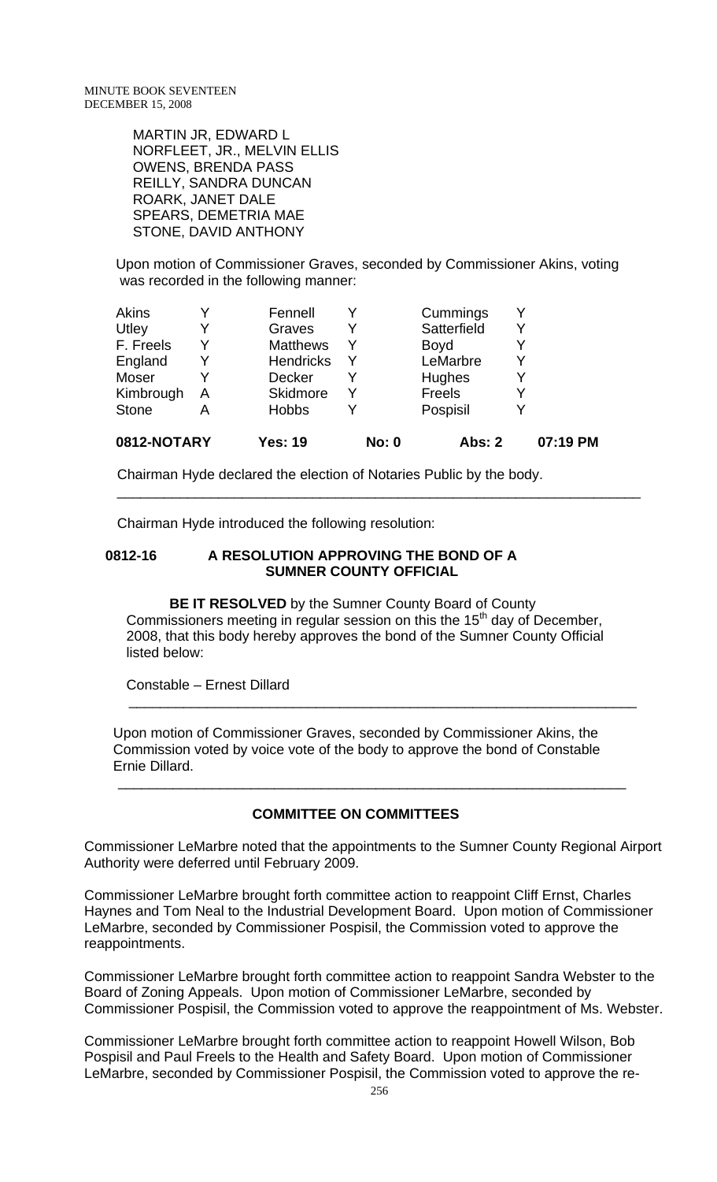MARTIN JR, EDWARD L
NORFLEET, JR., MELVIN ELLIS
OWENS, BRENDA PASS
REILLY, SANDRA DUNCAN
ROARK, JANET DALE
SPEARS, DEMETRIA MAE
STONE, DAVID ANTHONY

Upon motion of Commissioner Graves, seconded by Commissioner Akins, voting was recorded in the following manner:

| | | | | | | |
|---|---|---|---|---|---|---|
| Akins | Y | Fennell | Y | Cummings | Y | |
| Utley | Y | Graves | Y | Satterfield | Y | |
| F. Freels | Y | Matthews | Y | Boyd | Y | |
| England | Y | Hendricks | Y | LeMarbre | Y | |
| Moser | Y | Decker | Y | Hughes | Y | |
| Kimbrough | A | Skidmore | Y | Freels | Y | |
| Stone | A | Hobbs | Y | Pospisil | Y | |
| **0812-NOTARY** | | **Yes: 19** | **No: 0** | **Abs: 2** | | **07:19 PM** |

Chairman Hyde declared the election of Notaries Public by the body.

---

Chairman Hyde introduced the following resolution:

**0812-16 A RESOLUTION APPROVING THE BOND OF A SUMNER COUNTY OFFICIAL**

**BE IT RESOLVED** by the Sumner County Board of County Commissioners meeting in regular session on this the 15th day of December, 2008, that this body hereby approves the bond of the Sumner County Official listed below:

Constable – Ernest Dillard

---

Upon motion of Commissioner Graves, seconded by Commissioner Akins, the Commission voted by voice vote of the body to approve the bond of Constable Ernie Dillard.

---

**COMMITTEE ON COMMITTEES**

Commissioner LeMarbre noted that the appointments to the Sumner County Regional Airport Authority were deferred until February 2009.

Commissioner LeMarbre brought forth committee action to reappoint Cliff Ernst, Charles Haynes and Tom Neal to the Industrial Development Board. Upon motion of Commissioner LeMarbre, seconded by Commissioner Pospisil, the Commission voted to approve the reappointments.

Commissioner LeMarbre brought forth committee action to reappoint Sandra Webster to the Board of Zoning Appeals. Upon motion of Commissioner LeMarbre, seconded by Commissioner Pospisil, the Commission voted to approve the reappointment of Ms. Webster.

Commissioner LeMarbre brought forth committee action to reappoint Howell Wilson, Bob Pospisil and Paul Freels to the Health and Safety Board. Upon motion of Commissioner LeMarbre, seconded by Commissioner Pospisil, the Commission voted to approve the re-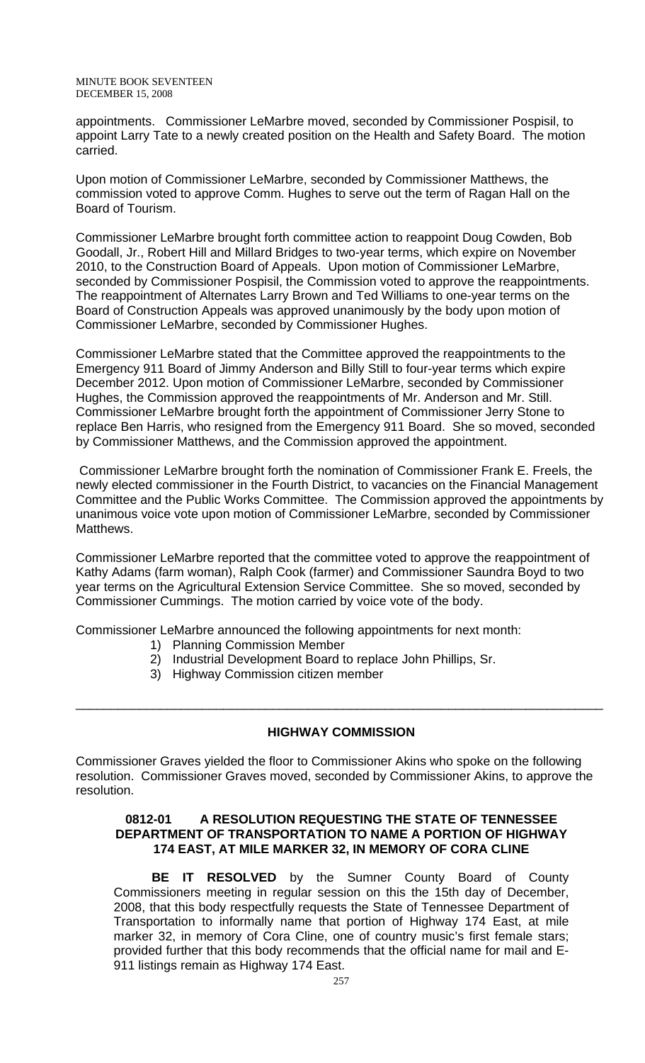appointments. Commissioner LeMarbre moved, seconded by Commissioner Pospisil, to appoint Larry Tate to a newly created position on the Health and Safety Board. The motion carried.

Upon motion of Commissioner LeMarbre, seconded by Commissioner Matthews, the commission voted to approve Comm. Hughes to serve out the term of Ragan Hall on the Board of Tourism.

Commissioner LeMarbre brought forth committee action to reappoint Doug Cowden, Bob Goodall, Jr., Robert Hill and Millard Bridges to two-year terms, which expire on November 2010, to the Construction Board of Appeals. Upon motion of Commissioner LeMarbre, seconded by Commissioner Pospisil, the Commission voted to approve the reappointments. The reappointment of Alternates Larry Brown and Ted Williams to one-year terms on the Board of Construction Appeals was approved unanimously by the body upon motion of Commissioner LeMarbre, seconded by Commissioner Hughes.

Commissioner LeMarbre stated that the Committee approved the reappointments to the Emergency 911 Board of Jimmy Anderson and Billy Still to four-year terms which expire December 2012. Upon motion of Commissioner LeMarbre, seconded by Commissioner Hughes, the Commission approved the reappointments of Mr. Anderson and Mr. Still. Commissioner LeMarbre brought forth the appointment of Commissioner Jerry Stone to replace Ben Harris, who resigned from the Emergency 911 Board. She so moved, seconded by Commissioner Matthews, and the Commission approved the appointment.

Commissioner LeMarbre brought forth the nomination of Commissioner Frank E. Freels, the newly elected commissioner in the Fourth District, to vacancies on the Financial Management Committee and the Public Works Committee. The Commission approved the appointments by unanimous voice vote upon motion of Commissioner LeMarbre, seconded by Commissioner Matthews.

Commissioner LeMarbre reported that the committee voted to approve the reappointment of Kathy Adams (farm woman), Ralph Cook (farmer) and Commissioner Saundra Boyd to two year terms on the Agricultural Extension Service Committee. She so moved, seconded by Commissioner Cummings. The motion carried by voice vote of the body.

Commissioner LeMarbre announced the following appointments for next month:

1) Planning Commission Member
2) Industrial Development Board to replace John Phillips, Sr.
3) Highway Commission citizen member

---

## HIGHWAY COMMISSION

Commissioner Graves yielded the floor to Commissioner Akins who spoke on the following resolution. Commissioner Graves moved, seconded by Commissioner Akins, to approve the resolution.

### 0812-01 A RESOLUTION REQUESTING THE STATE OF TENNESSEE DEPARTMENT OF TRANSPORTATION TO NAME A PORTION OF HIGHWAY 174 EAST, AT MILE MARKER 32, IN MEMORY OF CORA CLINE

**BE IT RESOLVED** by the Sumner County Board of County Commissioners meeting in regular session on this the 15th day of December, 2008, that this body respectfully requests the State of Tennessee Department of Transportation to informally name that portion of Highway 174 East, at mile marker 32, in memory of Cora Cline, one of country music's first female stars; provided further that this body recommends that the official name for mail and E-911 listings remain as Highway 174 East.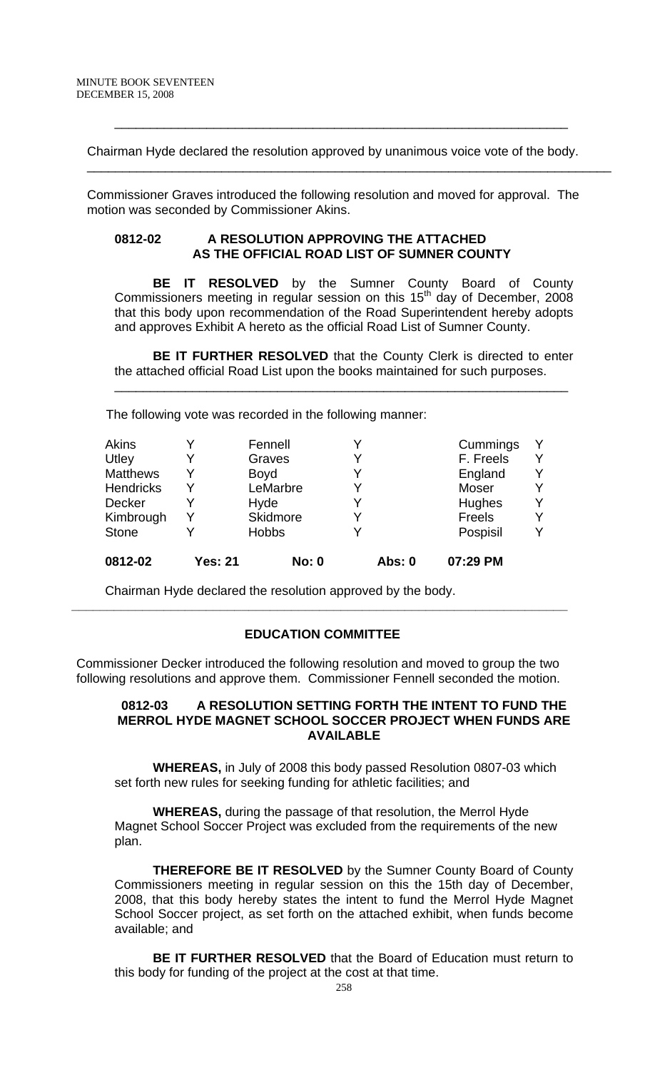Chairman Hyde declared the resolution approved by unanimous voice vote of the body.

---

Commissioner Graves introduced the following resolution and moved for approval. The motion was seconded by Commissioner Akins.

**0812-02 A RESOLUTION APPROVING THE ATTACHED AS THE OFFICIAL ROAD LIST OF SUMNER COUNTY**

**BE IT RESOLVED** by the Sumner County Board of County Commissioners meeting in regular session on this 15th day of December, 2008 that this body upon recommendation of the Road Superintendent hereby adopts and approves Exhibit A hereto as the official Road List of Sumner County.

**BE IT FURTHER RESOLVED** that the County Clerk is directed to enter the attached official Road List upon the books maintained for such purposes.

---

The following vote was recorded in the following manner:

| | | | | | |
|---|---|---|---|---|---|
| Akins | Y | Fennell | Y | Cummings | Y |
| Utley | Y | Graves | Y | F. Freels | Y |
| Matthews | Y | Boyd | Y | England | Y |
| Hendricks | Y | LeMarbre | Y | Moser | Y |
| Decker | Y | Hyde | Y | Hughes | Y |
| Kimbrough | Y | Skidmore | Y | Freels | Y |
| Stone | Y | Hobbs | Y | Pospisil | Y |

**0812-02 Yes: 21 No: 0 Abs: 0 07:29 PM**

Chairman Hyde declared the resolution approved by the body.

---

**EDUCATION COMMITTEE**

Commissioner Decker introduced the following resolution and moved to group the two following resolutions and approve them. Commissioner Fennell seconded the motion.

**0812-03 A RESOLUTION SETTING FORTH THE INTENT TO FUND THE MERROL HYDE MAGNET SCHOOL SOCCER PROJECT WHEN FUNDS ARE AVAILABLE**

**WHEREAS,** in July of 2008 this body passed Resolution 0807-03 which set forth new rules for seeking funding for athletic facilities; and

**WHEREAS,** during the passage of that resolution, the Merrol Hyde Magnet School Soccer Project was excluded from the requirements of the new plan.

**THEREFORE BE IT RESOLVED** by the Sumner County Board of County Commissioners meeting in regular session on this the 15th day of December, 2008, that this body hereby states the intent to fund the Merrol Hyde Magnet School Soccer project, as set forth on the attached exhibit, when funds become available; and

**BE IT FURTHER RESOLVED** that the Board of Education must return to this body for funding of the project at the cost at that time.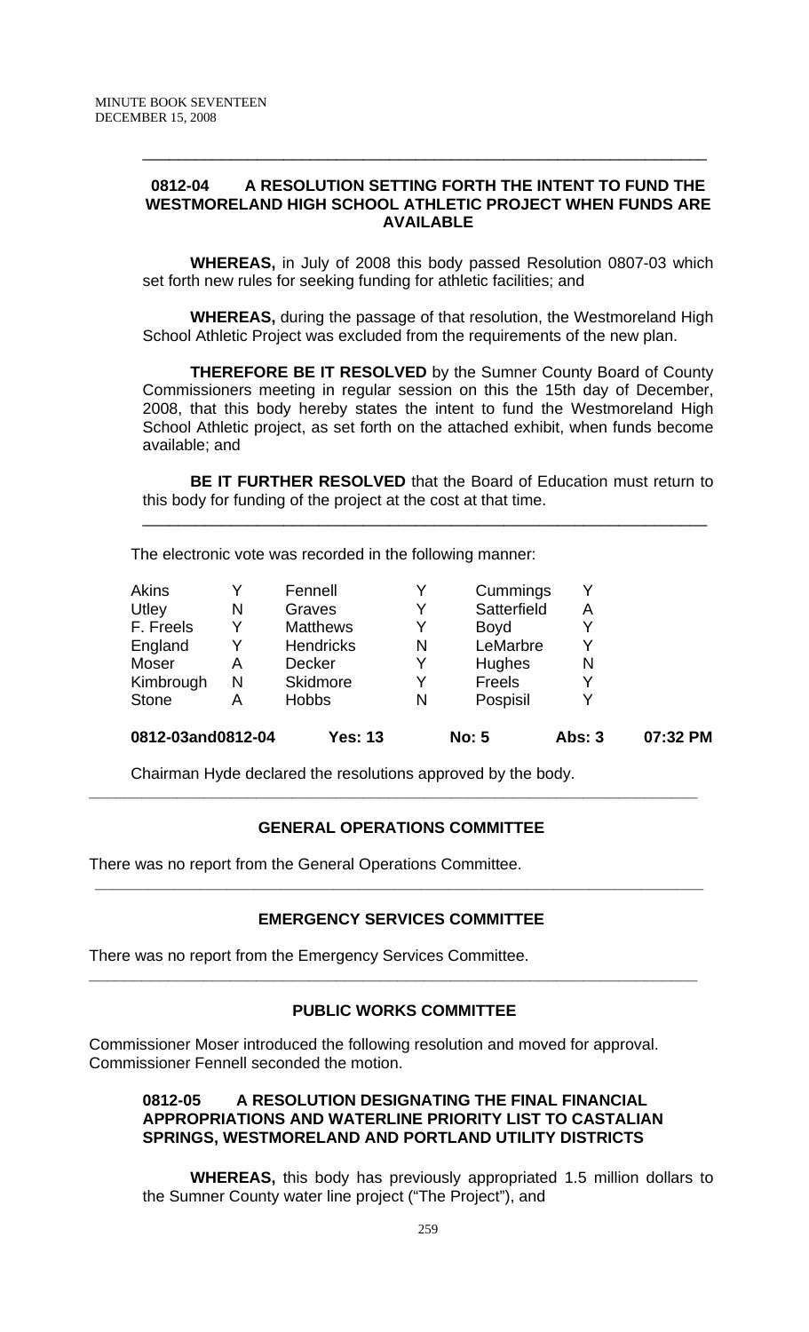---

**0812-04 A RESOLUTION SETTING FORTH THE INTENT TO FUND THE WESTMORELAND HIGH SCHOOL ATHLETIC PROJECT WHEN FUNDS ARE AVAILABLE**

**WHEREAS,** in July of 2008 this body passed Resolution 0807-03 which set forth new rules for seeking funding for athletic facilities; and

**WHEREAS,** during the passage of that resolution, the Westmoreland High School Athletic Project was excluded from the requirements of the new plan.

**THEREFORE BE IT RESOLVED** by the Sumner County Board of County Commissioners meeting in regular session on this the 15th day of December, 2008, that this body hereby states the intent to fund the Westmoreland High School Athletic project, as set forth on the attached exhibit, when funds become available; and

**BE IT FURTHER RESOLVED** that the Board of Education must return to this body for funding of the project at the cost at that time.

---

The electronic vote was recorded in the following manner:

| | | | | | |
|---|---|---|---|---|---|
| Akins | Y | Fennell | Y | Cummings | Y |
| Utley | N | Graves | Y | Satterfield | A |
| F. Freels | Y | Matthews | Y | Boyd | Y |
| England | Y | Hendricks | N | LeMarbre | Y |
| Moser | A | Decker | Y | Hughes | N |
| Kimbrough | N | Skidmore | Y | Freels | Y |
| Stone | A | Hobbs | N | Pospisil | Y |

**0812-03and0812-04 Yes: 13 No: 5 Abs: 3 07:32 PM**

Chairman Hyde declared the resolutions approved by the body.

---

**GENERAL OPERATIONS COMMITTEE**

There was no report from the General Operations Committee.

---

**EMERGENCY SERVICES COMMITTEE**

There was no report from the Emergency Services Committee.

---

**PUBLIC WORKS COMMITTEE**

Commissioner Moser introduced the following resolution and moved for approval. Commissioner Fennell seconded the motion.

**0812-05 A RESOLUTION DESIGNATING THE FINAL FINANCIAL APPROPRIATIONS AND WATERLINE PRIORITY LIST TO CASTALIAN SPRINGS, WESTMORELAND AND PORTLAND UTILITY DISTRICTS**

**WHEREAS,** this body has previously appropriated 1.5 million dollars to the Sumner County water line project ("The Project"), and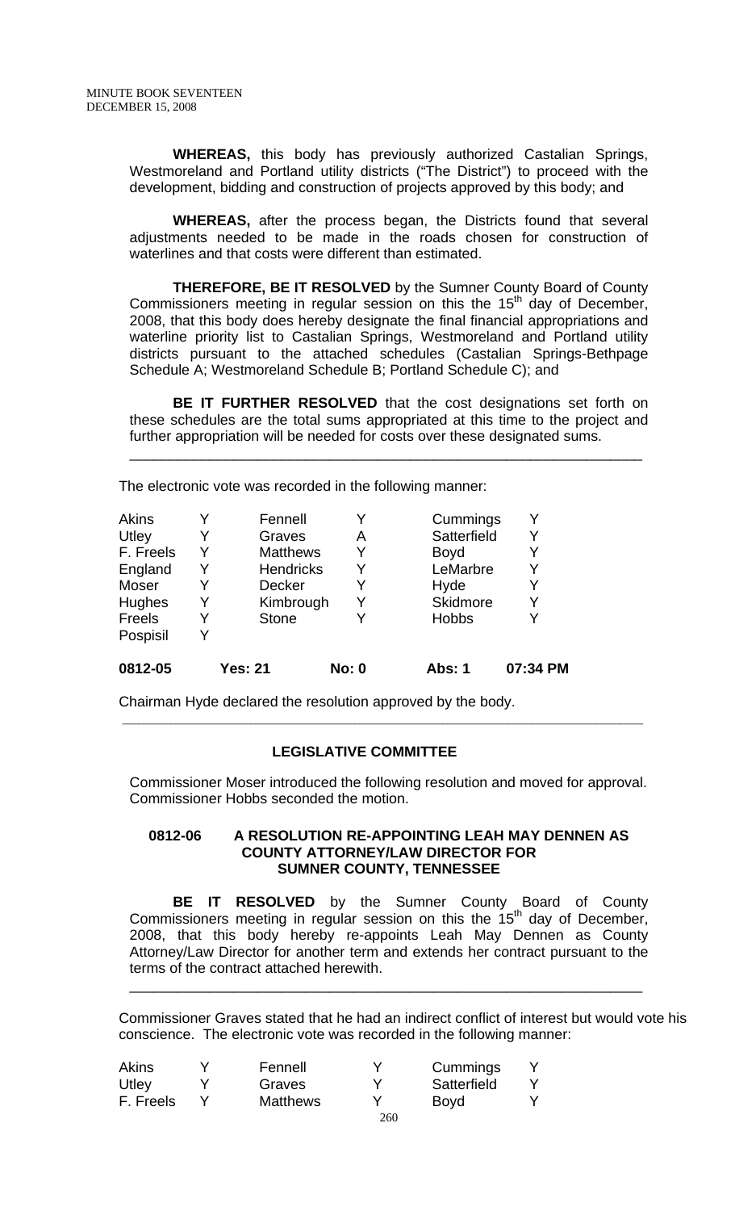**WHEREAS,** this body has previously authorized Castalian Springs, Westmoreland and Portland utility districts ("The District") to proceed with the development, bidding and construction of projects approved by this body; and

**WHEREAS,** after the process began, the Districts found that several adjustments needed to be made in the roads chosen for construction of waterlines and that costs were different than estimated.

**THEREFORE, BE IT RESOLVED** by the Sumner County Board of County Commissioners meeting in regular session on this the 15th day of December, 2008, that this body does hereby designate the final financial appropriations and waterline priority list to Castalian Springs, Westmoreland and Portland utility districts pursuant to the attached schedules (Castalian Springs-Bethpage Schedule A; Westmoreland Schedule B; Portland Schedule C); and

**BE IT FURTHER RESOLVED** that the cost designations set forth on these schedules are the total sums appropriated at this time to the project and further appropriation will be needed for costs over these designated sums.

---

The electronic vote was recorded in the following manner:

| | | | | | |
|---|---|---|---|---|---|
| Akins | Y | Fennell | Y | Cummings | Y |
| Utley | Y | Graves | A | Satterfield | Y |
| F. Freels | Y | Matthews | Y | Boyd | Y |
| England | Y | Hendricks | Y | LeMarbre | Y |
| Moser | Y | Decker | Y | Hyde | Y |
| Hughes | Y | Kimbrough | Y | Skidmore | Y |
| Freels | Y | Stone | Y | Hobbs | Y |
| Pospisil | Y | | | | |
| **0812-05** | **Yes: 21** | | **No: 0** | **Abs: 1** | **07:34 PM** |

Chairman Hyde declared the resolution approved by the body.

---

## LEGISLATIVE COMMITTEE

Commissioner Moser introduced the following resolution and moved for approval. Commissioner Hobbs seconded the motion.

### 0812-06 A RESOLUTION RE-APPOINTING LEAH MAY DENNEN AS COUNTY ATTORNEY/LAW DIRECTOR FOR SUMNER COUNTY, TENNESSEE

**BE IT RESOLVED** by the Sumner County Board of County Commissioners meeting in regular session on this the 15th day of December, 2008, that this body hereby re-appoints Leah May Dennen as County Attorney/Law Director for another term and extends her contract pursuant to the terms of the contract attached herewith.

---

Commissioner Graves stated that he had an indirect conflict of interest but would vote his conscience. The electronic vote was recorded in the following manner:

| | | | | | |
|---|---|---|---|---|---|
| Akins | Y | Fennell | Y | Cummings | Y |
| Utley | Y | Graves | Y | Satterfield | Y |
| F. Freels | Y | Matthews | Y | Boyd | Y |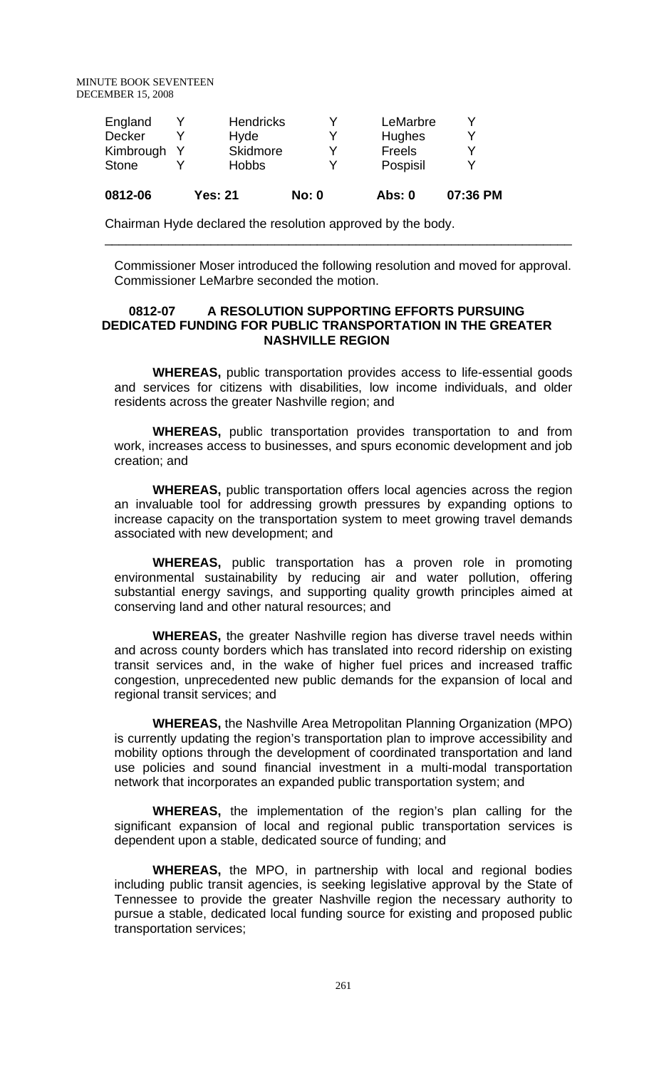| England | Y | Hendricks | Y | LeMarbre | Y |
|---|---|---|---|---|---|
| Decker | Y | Hyde | Y | Hughes | Y |
| Kimbrough | Y | Skidmore | Y | Freels | Y |
| Stone | Y | Hobbs | Y | Pospisil | Y |

**0812-06 Yes: 21 No: 0 Abs: 0 07:36 PM**

Chairman Hyde declared the resolution approved by the body.

---

Commissioner Moser introduced the following resolution and moved for approval. Commissioner LeMarbre seconded the motion.

### 0812-07 A RESOLUTION SUPPORTING EFFORTS PURSUING DEDICATED FUNDING FOR PUBLIC TRANSPORTATION IN THE GREATER NASHVILLE REGION

**WHEREAS,** public transportation provides access to life-essential goods and services for citizens with disabilities, low income individuals, and older residents across the greater Nashville region; and

**WHEREAS,** public transportation provides transportation to and from work, increases access to businesses, and spurs economic development and job creation; and

**WHEREAS,** public transportation offers local agencies across the region an invaluable tool for addressing growth pressures by expanding options to increase capacity on the transportation system to meet growing travel demands associated with new development; and

**WHEREAS,** public transportation has a proven role in promoting environmental sustainability by reducing air and water pollution, offering substantial energy savings, and supporting quality growth principles aimed at conserving land and other natural resources; and

**WHEREAS,** the greater Nashville region has diverse travel needs within and across county borders which has translated into record ridership on existing transit services and, in the wake of higher fuel prices and increased traffic congestion, unprecedented new public demands for the expansion of local and regional transit services; and

**WHEREAS,** the Nashville Area Metropolitan Planning Organization (MPO) is currently updating the region's transportation plan to improve accessibility and mobility options through the development of coordinated transportation and land use policies and sound financial investment in a multi-modal transportation network that incorporates an expanded public transportation system; and

**WHEREAS,** the implementation of the region's plan calling for the significant expansion of local and regional public transportation services is dependent upon a stable, dedicated source of funding; and

**WHEREAS,** the MPO, in partnership with local and regional bodies including public transit agencies, is seeking legislative approval by the State of Tennessee to provide the greater Nashville region the necessary authority to pursue a stable, dedicated local funding source for existing and proposed public transportation services;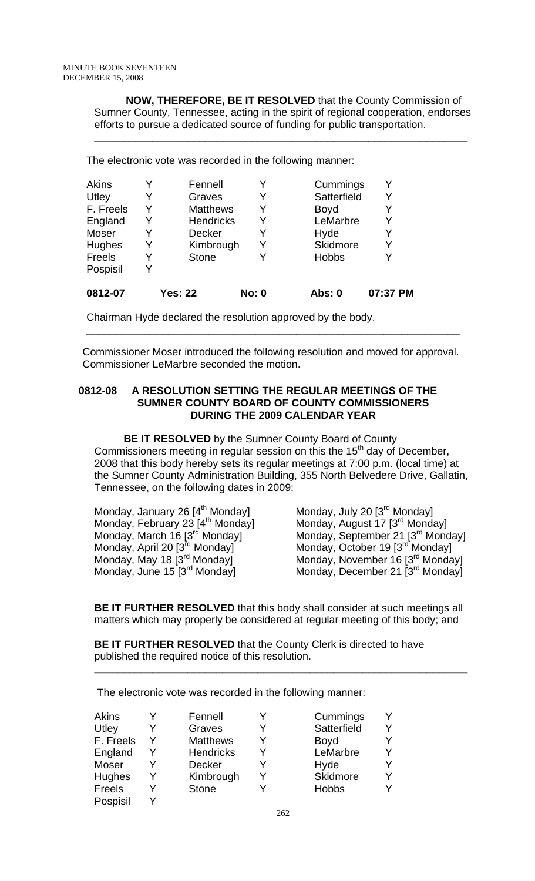**NOW, THEREFORE, BE IT RESOLVED** that the County Commission of Sumner County, Tennessee, acting in the spirit of regional cooperation, endorses efforts to pursue a dedicated source of funding for public transportation.

---

The electronic vote was recorded in the following manner:

| | | | | | |
|---|---|---|---|---|---|
| Akins | Y | Fennell | Y | Cummings | Y |
| Utley | Y | Graves | Y | Satterfield | Y |
| F. Freels | Y | Matthews | Y | Boyd | Y |
| England | Y | Hendricks | Y | LeMarbre | Y |
| Moser | Y | Decker | Y | Hyde | Y |
| Hughes | Y | Kimbrough | Y | Skidmore | Y |
| Freels | Y | Stone | Y | Hobbs | Y |
| Pospisil | Y | | | | |
| **0812-07** | **Yes: 22** | | **No: 0** | **Abs: 0** | **07:37 PM** |

Chairman Hyde declared the resolution approved by the body.

---

Commissioner Moser introduced the following resolution and moved for approval. Commissioner LeMarbre seconded the motion.

**0812-08 A RESOLUTION SETTING THE REGULAR MEETINGS OF THE SUMNER COUNTY BOARD OF COUNTY COMMISSIONERS DURING THE 2009 CALENDAR YEAR**

**BE IT RESOLVED** by the Sumner County Board of County Commissioners meeting in regular session on this the 15th day of December, 2008 that this body hereby sets its regular meetings at 7:00 p.m. (local time) at the Sumner County Administration Building, 355 North Belvedere Drive, Gallatin, Tennessee, on the following dates in 2009:

| | |
|---|---|
| Monday, January 26 [4th Monday] | Monday, July 20 [3rd Monday] |
| Monday, February 23 [4th Monday] | Monday, August 17 [3rd Monday] |
| Monday, March 16 [3rd Monday] | Monday, September 21 [3rd Monday] |
| Monday, April 20 [3rd Monday] | Monday, October 19 [3rd Monday] |
| Monday, May 18 [3rd Monday] | Monday, November 16 [3rd Monday] |
| Monday, June 15 [3rd Monday] | Monday, December 21 [3rd Monday] |

**BE IT FURTHER RESOLVED** that this body shall consider at such meetings all matters which may properly be considered at regular meeting of this body; and

**BE IT FURTHER RESOLVED** that the County Clerk is directed to have published the required notice of this resolution.

---

The electronic vote was recorded in the following manner:

| | | | | | |
|---|---|---|---|---|---|
| Akins | Y | Fennell | Y | Cummings | Y |
| Utley | Y | Graves | Y | Satterfield | Y |
| F. Freels | Y | Matthews | Y | Boyd | Y |
| England | Y | Hendricks | Y | LeMarbre | Y |
| Moser | Y | Decker | Y | Hyde | Y |
| Hughes | Y | Kimbrough | Y | Skidmore | Y |
| Freels | Y | Stone | Y | Hobbs | Y |
| Pospisil | Y | | | | |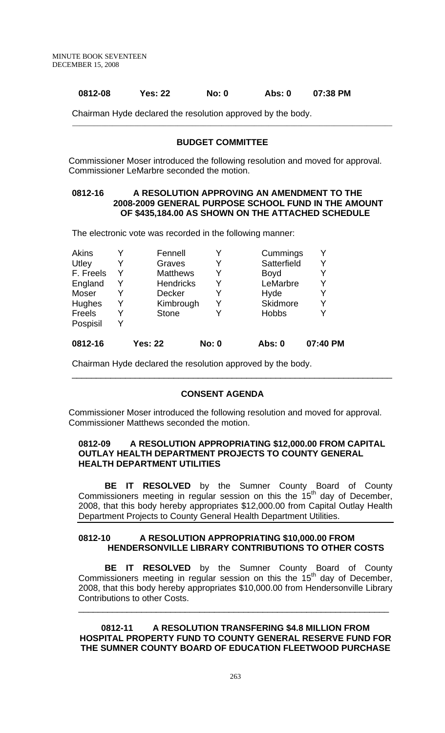| 0812-08 | Yes: 22 | No: 0 | Abs: 0 | 07:38 PM |
|---|---|---|---|---|

Chairman Hyde declared the resolution approved by the body.

---

### BUDGET COMMITTEE

Commissioner Moser introduced the following resolution and moved for approval. Commissioner LeMarbre seconded the motion.

**0812-16 A RESOLUTION APPROVING AN AMENDMENT TO THE 2008-2009 GENERAL PURPOSE SCHOOL FUND IN THE AMOUNT OF $435,184.00 AS SHOWN ON THE ATTACHED SCHEDULE**

The electronic vote was recorded in the following manner:

| | | | | | |
|---|---|---|---|---|---|
| Akins | Y | Fennell | Y | Cummings | Y |
| Utley | Y | Graves | Y | Satterfield | Y |
| F. Freels | Y | Matthews | Y | Boyd | Y |
| England | Y | Hendricks | Y | LeMarbre | Y |
| Moser | Y | Decker | Y | Hyde | Y |
| Hughes | Y | Kimbrough | Y | Skidmore | Y |
| Freels | Y | Stone | Y | Hobbs | Y |
| Pospisil | Y | | | | |

| 0812-16 | Yes: 22 | No: 0 | Abs: 0 | 07:40 PM |
|---|---|---|---|---|

Chairman Hyde declared the resolution approved by the body.

---

### CONSENT AGENDA

Commissioner Moser introduced the following resolution and moved for approval. Commissioner Matthews seconded the motion.

**0812-09 A RESOLUTION APPROPRIATING $12,000.00 FROM CAPITAL OUTLAY HEALTH DEPARTMENT PROJECTS TO COUNTY GENERAL HEALTH DEPARTMENT UTILITIES**

**BE IT RESOLVED** by the Sumner County Board of County Commissioners meeting in regular session on this the 15th day of December, 2008, that this body hereby appropriates $12,000.00 from Capital Outlay Health Department Projects to County General Health Department Utilities.

**0812-10 A RESOLUTION APPROPRIATING $10,000.00 FROM HENDERSONVILLE LIBRARY CONTRIBUTIONS TO OTHER COSTS**

**BE IT RESOLVED** by the Sumner County Board of County Commissioners meeting in regular session on this the 15th day of December, 2008, that this body hereby appropriates $10,000.00 from Hendersonville Library Contributions to other Costs.

---

**0812-11 A RESOLUTION TRANSFERING $4.8 MILLION FROM HOSPITAL PROPERTY FUND TO COUNTY GENERAL RESERVE FUND FOR THE SUMNER COUNTY BOARD OF EDUCATION FLEETWOOD PURCHASE**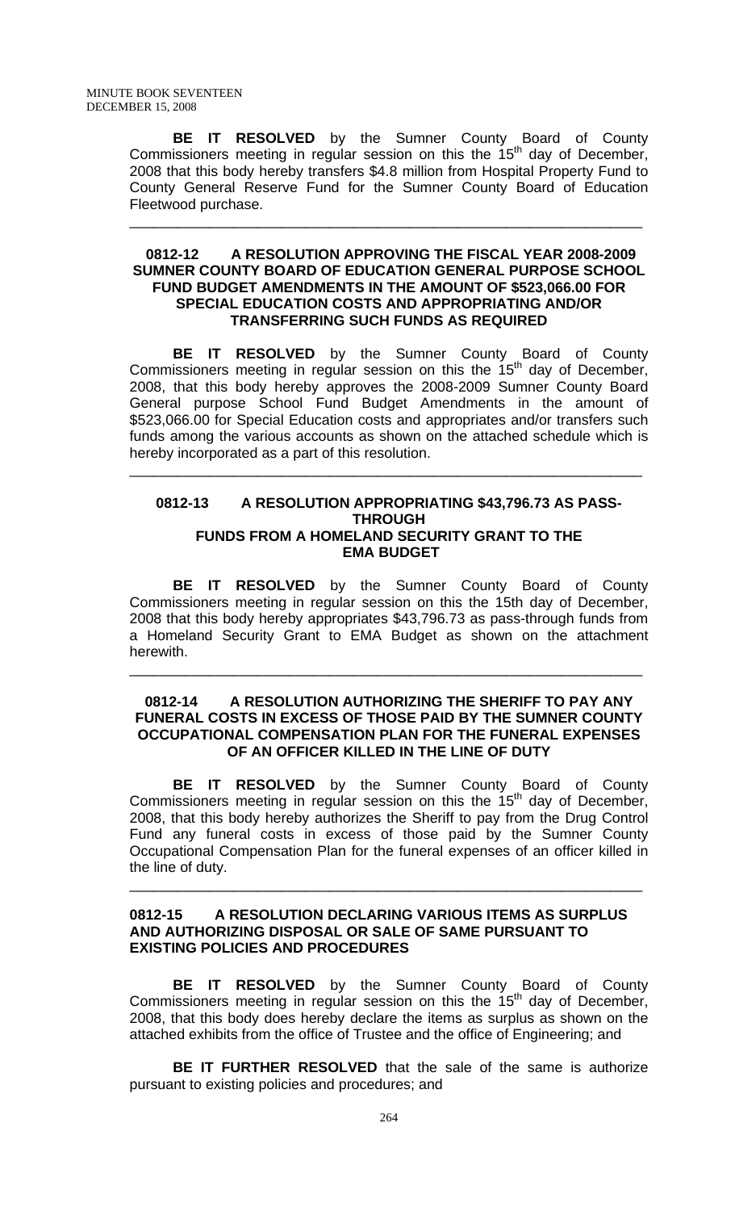**BE IT RESOLVED** by the Sumner County Board of County Commissioners meeting in regular session on this the 15th day of December, 2008 that this body hereby transfers $4.8 million from Hospital Property Fund to County General Reserve Fund for the Sumner County Board of Education Fleetwood purchase.

---

**0812-12 A RESOLUTION APPROVING THE FISCAL YEAR 2008-2009 SUMNER COUNTY BOARD OF EDUCATION GENERAL PURPOSE SCHOOL FUND BUDGET AMENDMENTS IN THE AMOUNT OF $523,066.00 FOR SPECIAL EDUCATION COSTS AND APPROPRIATING AND/OR TRANSFERRING SUCH FUNDS AS REQUIRED**

**BE IT RESOLVED** by the Sumner County Board of County Commissioners meeting in regular session on this the 15th day of December, 2008, that this body hereby approves the 2008-2009 Sumner County Board General purpose School Fund Budget Amendments in the amount of $523,066.00 for Special Education costs and appropriates and/or transfers such funds among the various accounts as shown on the attached schedule which is hereby incorporated as a part of this resolution.

---

**0812-13 A RESOLUTION APPROPRIATING $43,796.73 AS PASS-THROUGH FUNDS FROM A HOMELAND SECURITY GRANT TO THE EMA BUDGET**

**BE IT RESOLVED** by the Sumner County Board of County Commissioners meeting in regular session on this the 15th day of December, 2008 that this body hereby appropriates $43,796.73 as pass-through funds from a Homeland Security Grant to EMA Budget as shown on the attachment herewith.

---

**0812-14 A RESOLUTION AUTHORIZING THE SHERIFF TO PAY ANY FUNERAL COSTS IN EXCESS OF THOSE PAID BY THE SUMNER COUNTY OCCUPATIONAL COMPENSATION PLAN FOR THE FUNERAL EXPENSES OF AN OFFICER KILLED IN THE LINE OF DUTY**

**BE IT RESOLVED** by the Sumner County Board of County Commissioners meeting in regular session on this the 15th day of December, 2008, that this body hereby authorizes the Sheriff to pay from the Drug Control Fund any funeral costs in excess of those paid by the Sumner County Occupational Compensation Plan for the funeral expenses of an officer killed in the line of duty.

---

**0812-15 A RESOLUTION DECLARING VARIOUS ITEMS AS SURPLUS AND AUTHORIZING DISPOSAL OR SALE OF SAME PURSUANT TO EXISTING POLICIES AND PROCEDURES**

**BE IT RESOLVED** by the Sumner County Board of County Commissioners meeting in regular session on this the 15th day of December, 2008, that this body does hereby declare the items as surplus as shown on the attached exhibits from the office of Trustee and the office of Engineering; and

**BE IT FURTHER RESOLVED** that the sale of the same is authorize pursuant to existing policies and procedures; and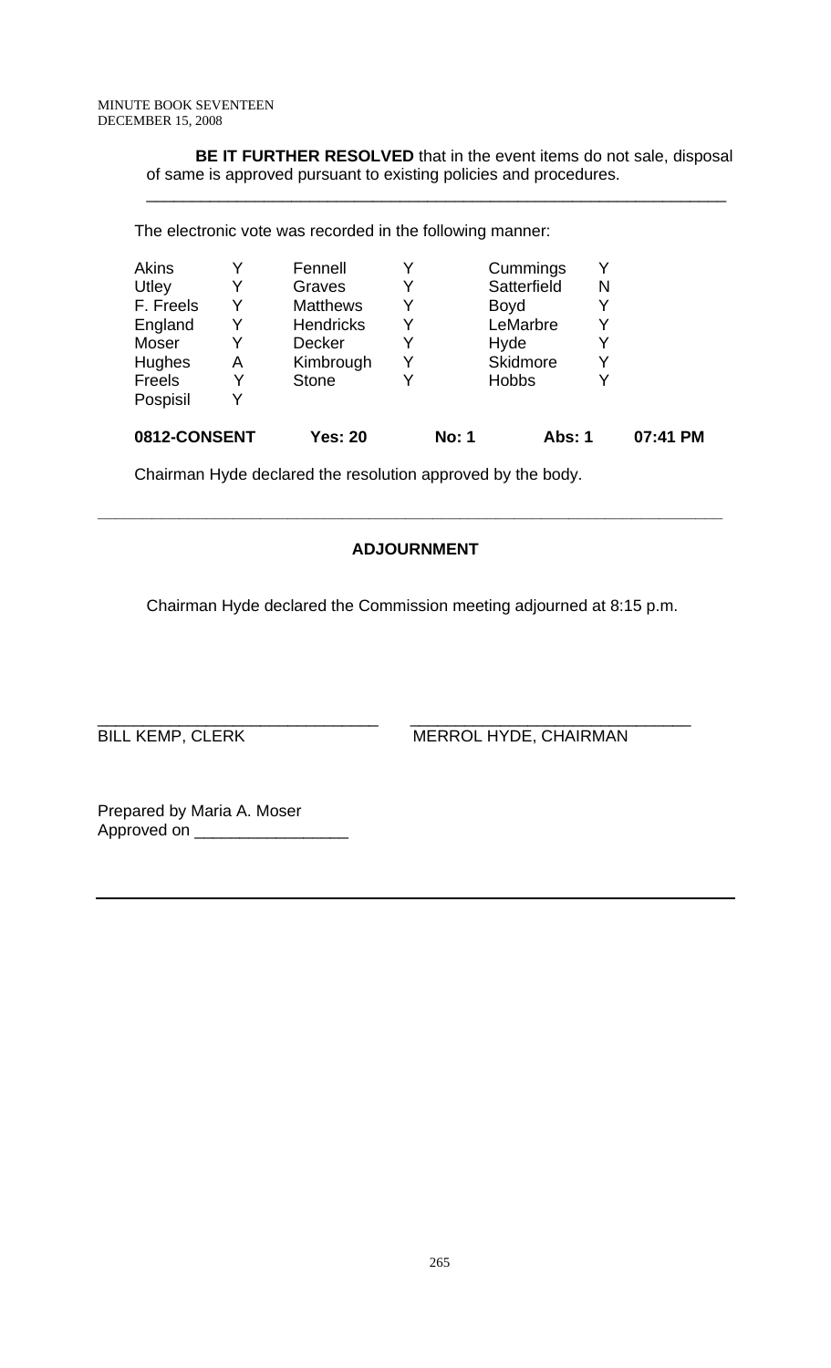**BE IT FURTHER RESOLVED** that in the event items do not sale, disposal of same is approved pursuant to existing policies and procedures.

---

The electronic vote was recorded in the following manner:

| | | | | | |
|---|---|---|---|---|---|
| Akins | Y | Fennell | Y | Cummings | Y |
| Utley | Y | Graves | Y | Satterfield | N |
| F. Freels | Y | Matthews | Y | Boyd | Y |
| England | Y | Hendricks | Y | LeMarbre | Y |
| Moser | Y | Decker | Y | Hyde | Y |
| Hughes | A | Kimbrough | Y | Skidmore | Y |
| Freels | Y | Stone | Y | Hobbs | Y |
| Pospisil | Y | | | | |

**0812-CONSENT** **Yes: 20** **No: 1** **Abs: 1** **07:41 PM**

Chairman Hyde declared the resolution approved by the body.

---

## ADJOURNMENT

Chairman Hyde declared the Commission meeting adjourned at 8:15 p.m.

\_\_\_\_\_\_\_\_\_\_\_\_\_\_\_\_\_\_\_\_\_\_\_\_\_\_\_\_\_\_ \_\_\_\_\_\_\_\_\_\_\_\_\_\_\_\_\_\_\_\_\_\_\_\_\_\_\_\_\_\_

BILL KEMP, CLERK MERROL HYDE, CHAIRMAN

Prepared by Maria A. Moser
Approved on \_\_\_\_\_\_\_\_\_\_\_\_\_\_\_\_\_